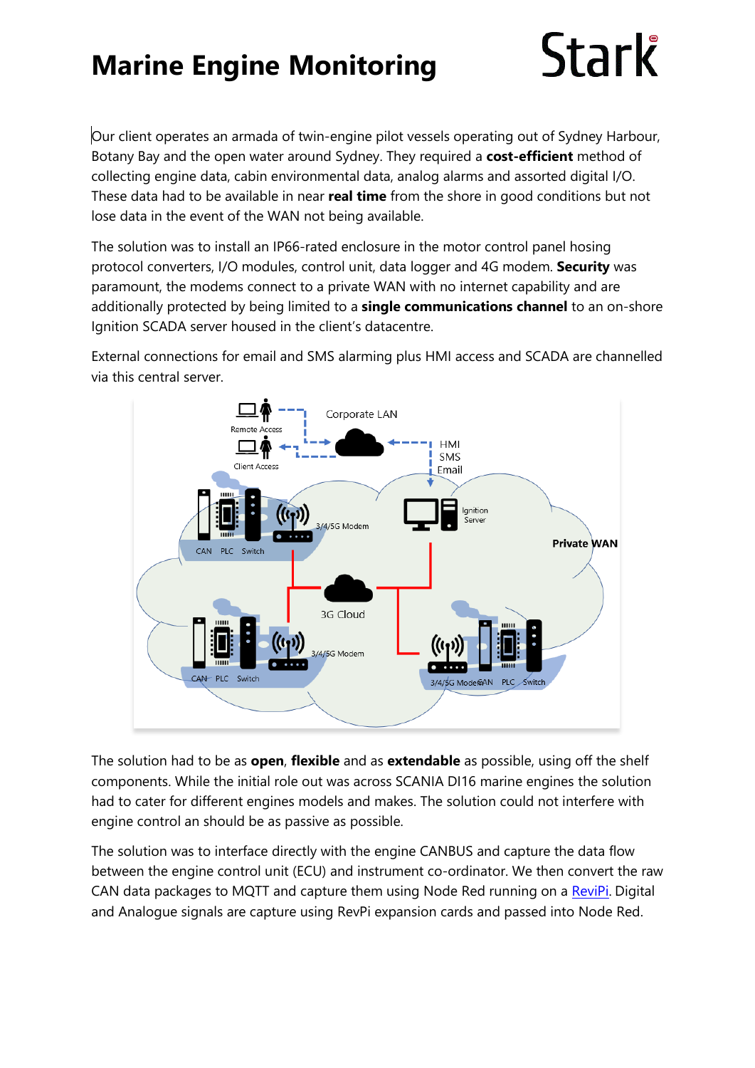# Marine Engine Monitoring

Stark

Our client operates an armada of twin-engine pilot vessels operating out of Sydney Harbour, Botany Bay and the open water around Sydney. They required a **cost-efficient** method of collecting engine data, cabin environmental data, analog alarms and assorted digital I/O. These data had to be available in near **real time** from the shore in good conditions but not lose data in the event of the WAN not being available.

The solution was to install an IP66-rated enclosure in the motor control panel hosing protocol converters, I/O modules, control unit, data logger and 4G modem. **Security** was paramount, the modems connect to a private WAN with no internet capability and are additionally protected by being limited to a **single communications channel** to an on-shore Ignition SCADA server housed in the client's datacentre.

External connections for email and SMS alarming plus HMI access and SCADA are channelled via this central server.

The solution had to be as **open**, **flexible** and as **extendable** as possible, using off the shelf components. While the initial role out was across SCANIA DI16 marine engines the solution had to cater for different engines models and makes. The solution could not interfere with engine control an should be as passive as possible.

The solution was to interface directly with the engine CANBUS and capture the data flow between the engine control unit (ECU) and instrument co-ordinator. We then convert the raw CAN data packages to MQTT and capture them using Node Red running on a [ReviPi](). Digital and Analogue signals are capture using RevPi expansion cards and passed into Node Red.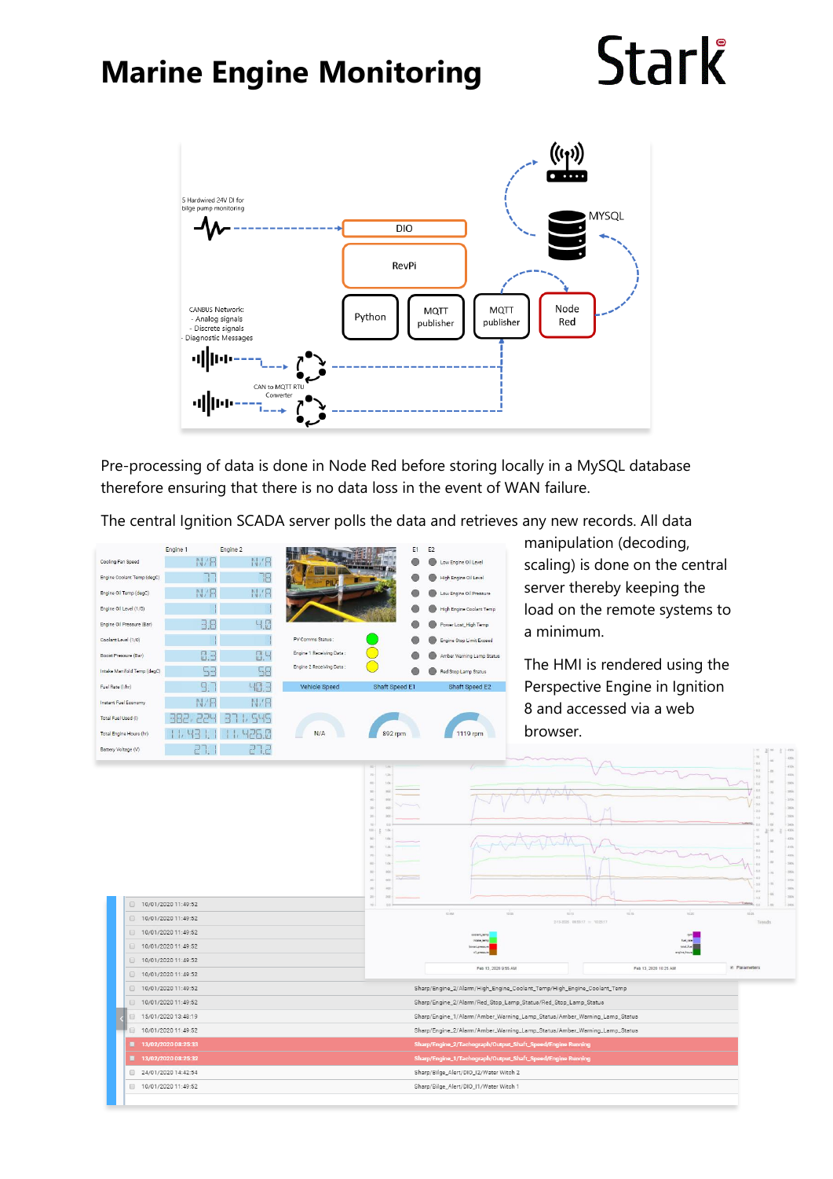# Marine Engine Monitoring

Stark

5 Hardwired 24V DI for bilge pump monitoring

DIO

RevPi

Python

MQTT publisher

MQTT publisher

Node Red

MYSQL

CANBUS Network:
- Analog signals
- Discrete signals
- Diagnostic Messages

CAN to MQTT RTU Converter

Pre-processing of data is done in Node Red before storing locally in a MySQL database therefore ensuring that there is no data loss in the event of WAN failure.

The central Ignition SCADA server polls the data and retrieves any new records. All data manipulation (decoding, scaling) is done on the central server thereby keeping the load on the remote systems to a minimum.

The HMI is rendered using the Perspective Engine in Ignition 8 and accessed via a web browser.